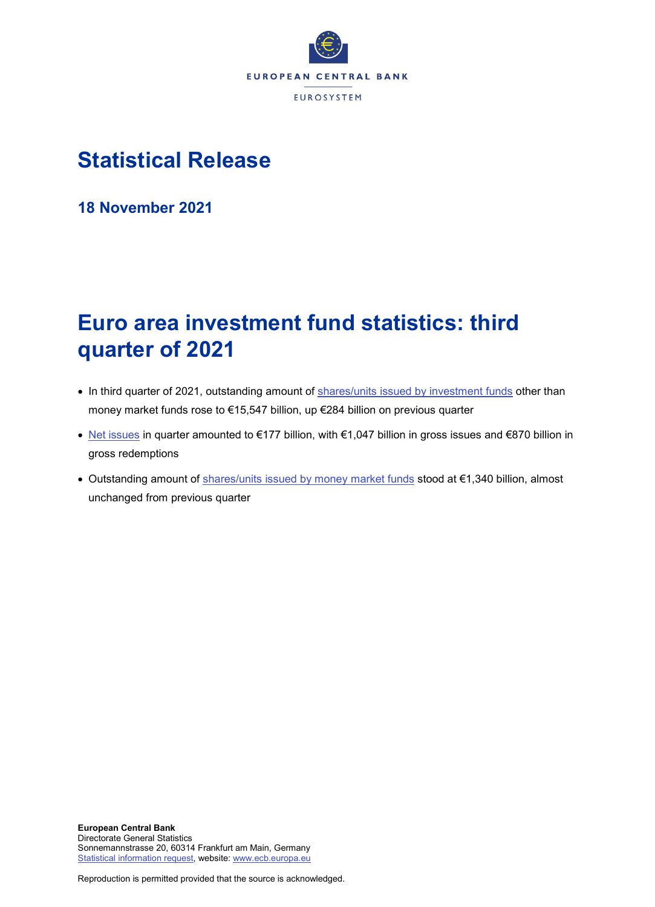EUROPEAN CENTRAL BANK

EUROSYSTEM

# Statistical Release

## 18 November 2021

# Euro area investment fund statistics: third quarter of 2021

- In third quarter of 2021, outstanding amount of shares/units issued by investment funds other than money market funds rose to €15,547 billion, up €284 billion on previous quarter
- Net issues in quarter amounted to €177 billion, with €1,047 billion in gross issues and €870 billion in gross redemptions
- Outstanding amount of shares/units issued by money market funds stood at €1,340 billion, almost unchanged from previous quarter

**European Central Bank**
Directorate General Statistics
Sonnemannstrasse 20, 60314 Frankfurt am Main, Germany
Statistical information request, website: www.ecb.europa.eu

Reproduction is permitted provided that the source is acknowledged.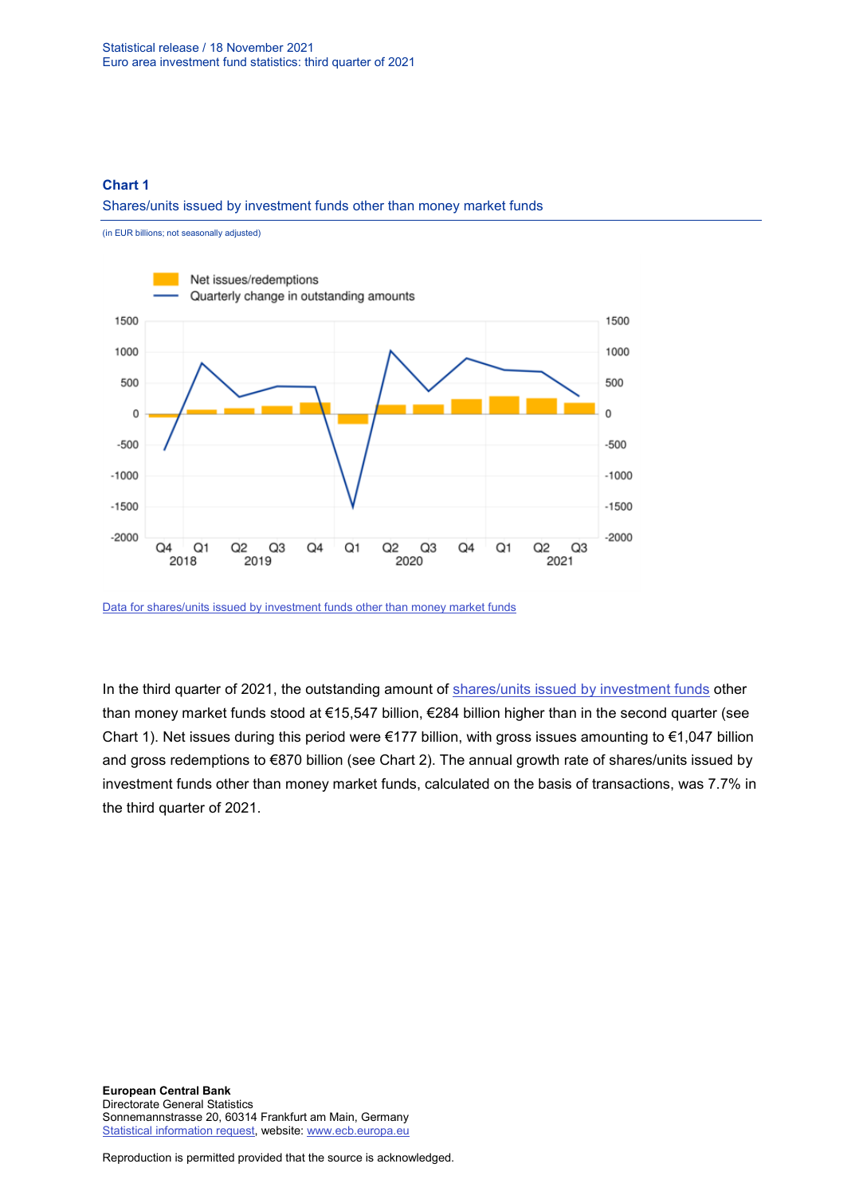**Chart 1**

Shares/units issued by investment funds other than money market funds

(in EUR billions; not seasonally adjusted)

Data for shares/units issued by investment funds other than money market funds

In the third quarter of 2021, the outstanding amount of shares/units issued by investment funds other than money market funds stood at €15,547 billion, €284 billion higher than in the second quarter (see Chart 1). Net issues during this period were €177 billion, with gross issues amounting to €1,047 billion and gross redemptions to €870 billion (see Chart 2). The annual growth rate of shares/units issued by investment funds other than money market funds, calculated on the basis of transactions, was 7.7% in the third quarter of 2021.

**European Central Bank**
Directorate General Statistics
Sonnemannstrasse 20, 60314 Frankfurt am Main, Germany
Statistical information request, website: www.ecb.europa.eu

Reproduction is permitted provided that the source is acknowledged.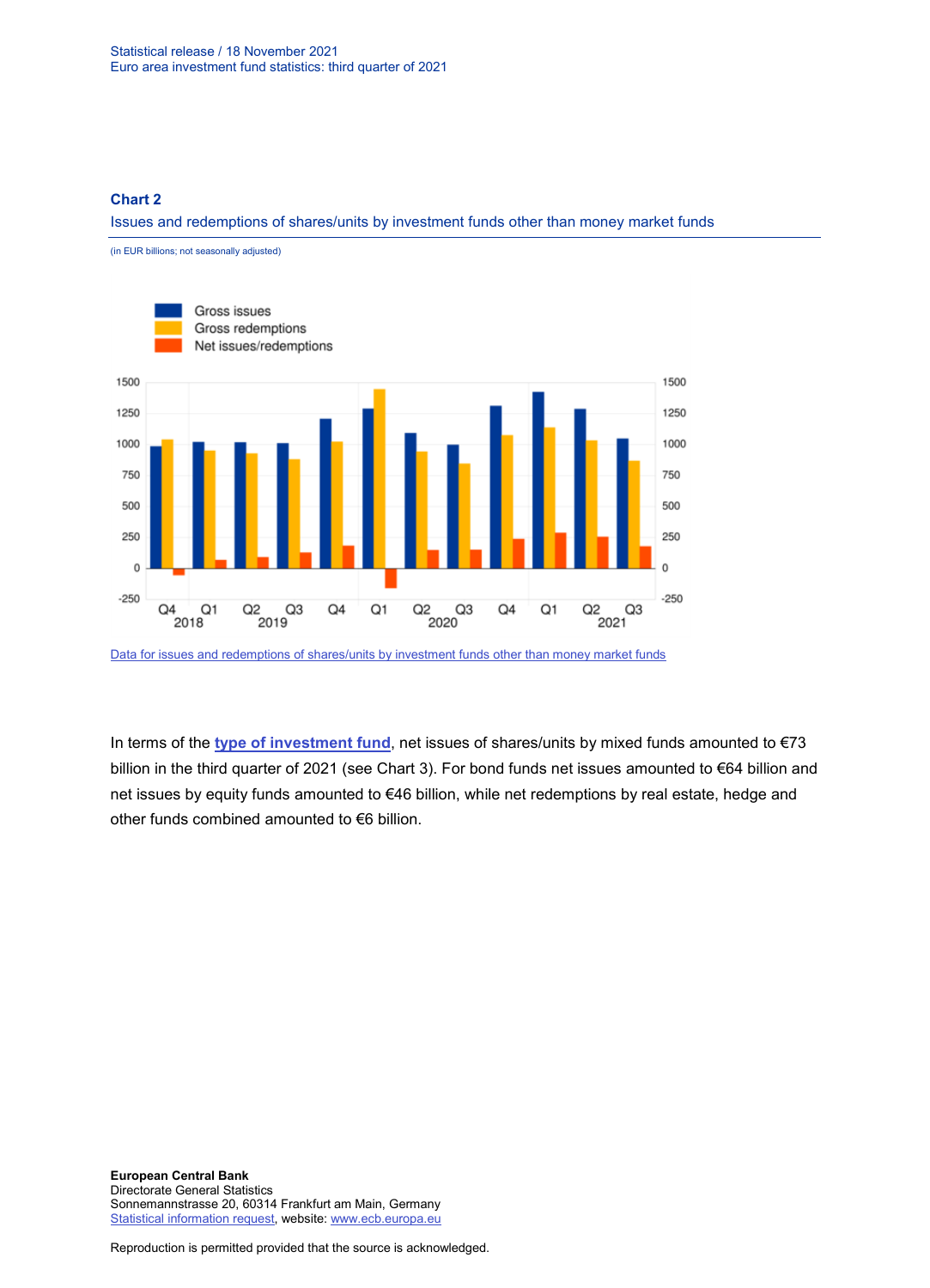**Chart 2**

Issues and redemptions of shares/units by investment funds other than money market funds

(in EUR billions; not seasonally adjusted)

[Data for issues and redemptions of shares/units by investment funds other than money market funds]

In terms of the **type of investment fund**, net issues of shares/units by mixed funds amounted to €73 billion in the third quarter of 2021 (see Chart 3). For bond funds net issues amounted to €64 billion and net issues by equity funds amounted to €46 billion, while net redemptions by real estate, hedge and other funds combined amounted to €6 billion.

**European Central Bank**
Directorate General Statistics
Sonnemannstrasse 20, 60314 Frankfurt am Main, Germany
Statistical information request, website: www.ecb.europa.eu

Reproduction is permitted provided that the source is acknowledged.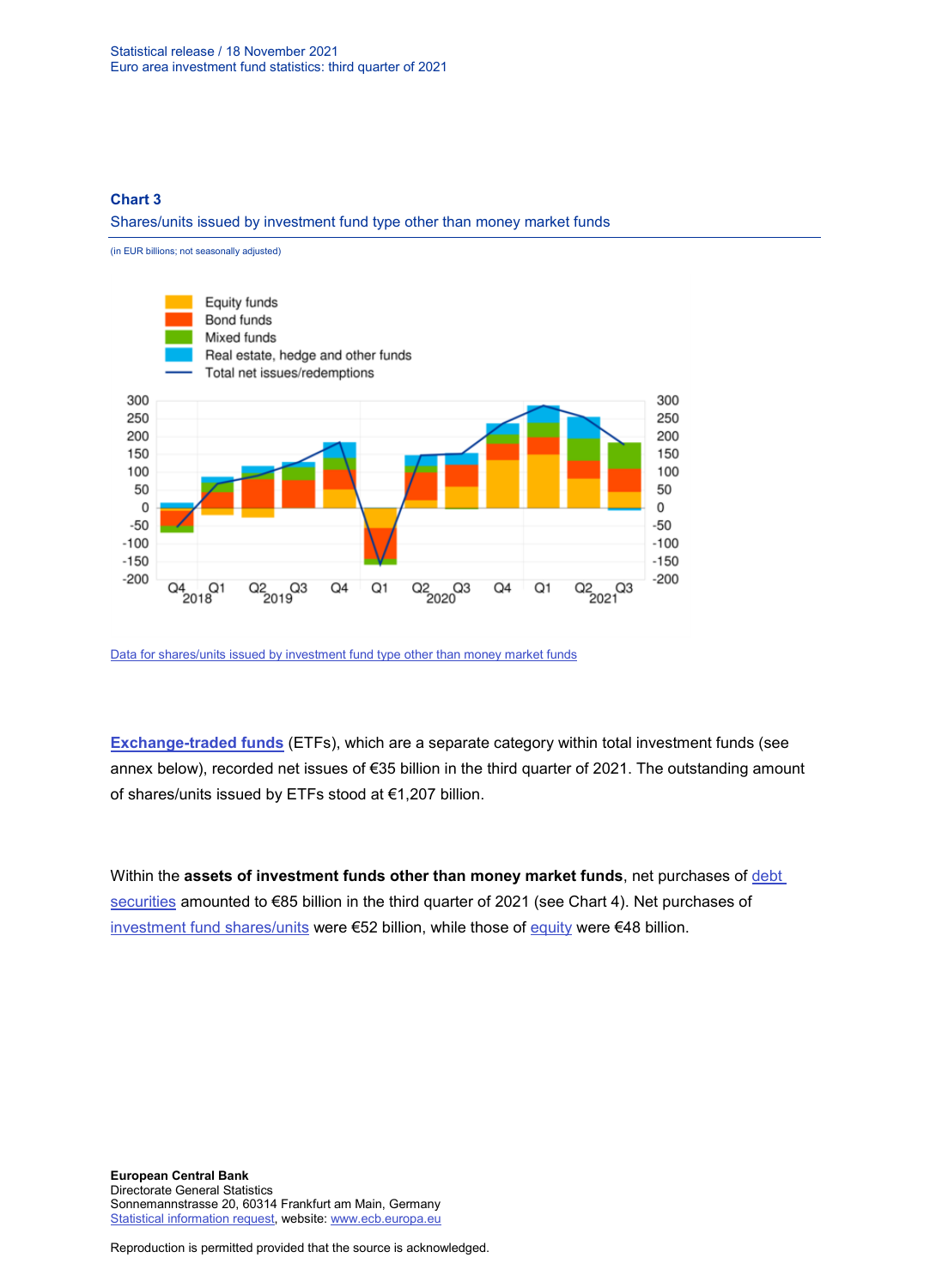**Chart 3**

Shares/units issued by investment fund type other than money market funds

(in EUR billions; not seasonally adjusted)

Data for shares/units issued by investment fund type other than money market funds

**Exchange-traded funds** (ETFs), which are a separate category within total investment funds (see annex below), recorded net issues of €35 billion in the third quarter of 2021. The outstanding amount of shares/units issued by ETFs stood at €1,207 billion.

Within the **assets of investment funds other than money market funds**, net purchases of debt securities amounted to €85 billion in the third quarter of 2021 (see Chart 4). Net purchases of investment fund shares/units were €52 billion, while those of equity were €48 billion.

**European Central Bank**
Directorate General Statistics
Sonnemannstrasse 20, 60314 Frankfurt am Main, Germany
Statistical information request, website: www.ecb.europa.eu

Reproduction is permitted provided that the source is acknowledged.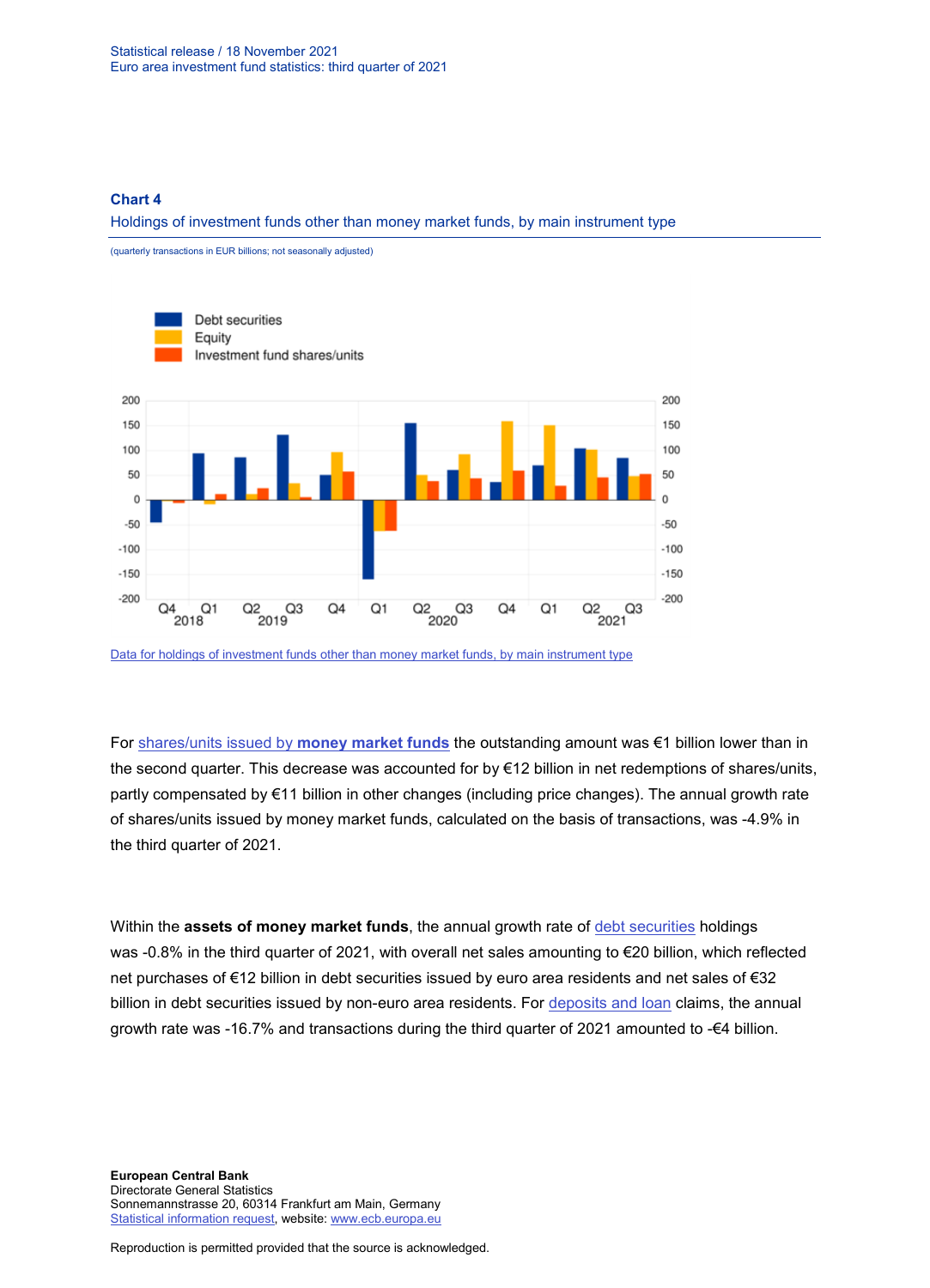**Chart 4**

Holdings of investment funds other than money market funds, by main instrument type

(quarterly transactions in EUR billions; not seasonally adjusted)

Data for holdings of investment funds other than money market funds, by main instrument type

For shares/units issued by **money market funds** the outstanding amount was €1 billion lower than in the second quarter. This decrease was accounted for by €12 billion in net redemptions of shares/units, partly compensated by €11 billion in other changes (including price changes). The annual growth rate of shares/units issued by money market funds, calculated on the basis of transactions, was -4.9% in the third quarter of 2021.

Within the **assets of money market funds**, the annual growth rate of debt securities holdings was -0.8% in the third quarter of 2021, with overall net sales amounting to €20 billion, which reflected net purchases of €12 billion in debt securities issued by euro area residents and net sales of €32 billion in debt securities issued by non-euro area residents. For deposits and loan claims, the annual growth rate was -16.7% and transactions during the third quarter of 2021 amounted to -€4 billion.

**European Central Bank**
Directorate General Statistics
Sonnemannstrasse 20, 60314 Frankfurt am Main, Germany
Statistical information request, website: www.ecb.europa.eu

Reproduction is permitted provided that the source is acknowledged.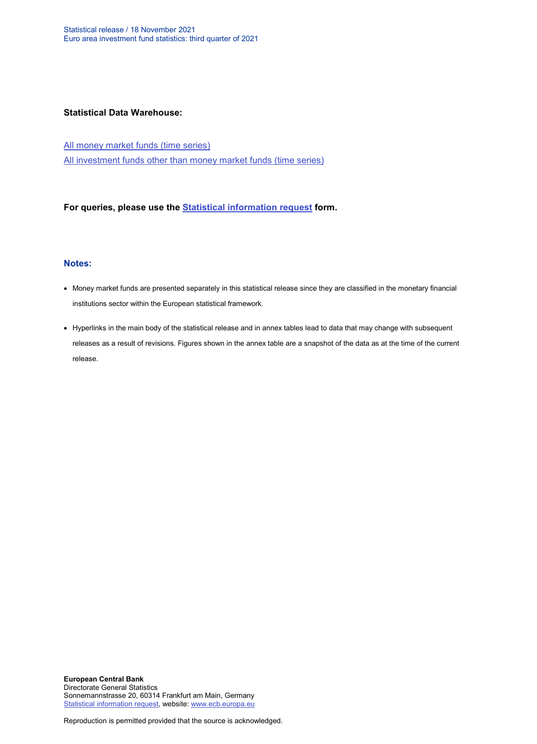**Statistical Data Warehouse:**

All money market funds (time series)

All investment funds other than money market funds (time series)

**For queries, please use the Statistical information request form.**

**Notes:**

- Money market funds are presented separately in this statistical release since they are classified in the monetary financial institutions sector within the European statistical framework.
- Hyperlinks in the main body of the statistical release and in annex tables lead to data that may change with subsequent releases as a result of revisions. Figures shown in the annex table are a snapshot of the data as at the time of the current release.

**European Central Bank**
Directorate General Statistics
Sonnemannstrasse 20, 60314 Frankfurt am Main, Germany
Statistical information request, website: www.ecb.europa.eu

Reproduction is permitted provided that the source is acknowledged.